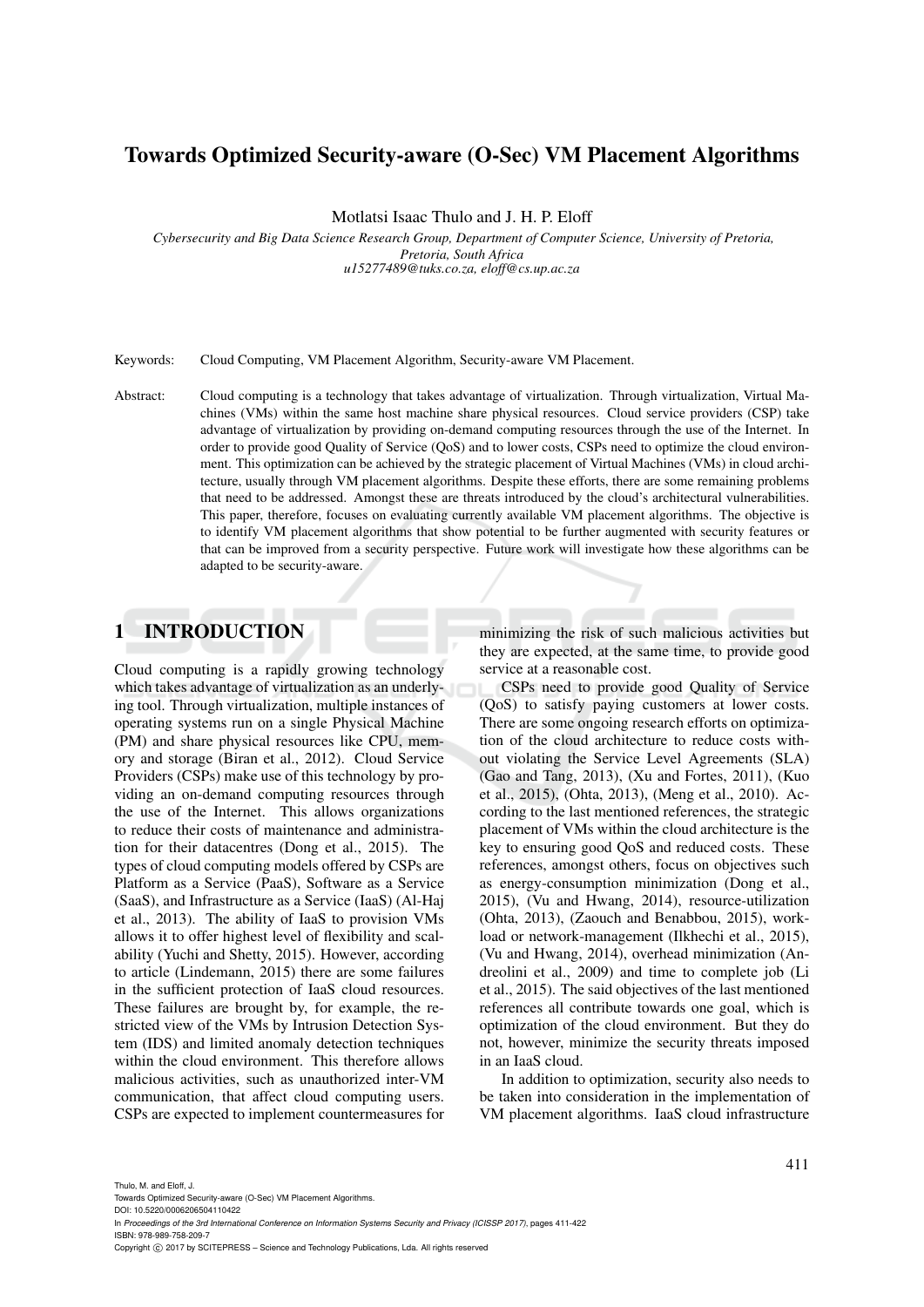# Towards Optimized Security-aware (O-Sec) VM Placement Algorithms

Motlatsi Isaac Thulo and J. H. P. Eloff

*Cybersecurity and Big Data Science Research Group, Department of Computer Science, University of Pretoria, Pretoria, South Africa*
*u15277489@tuks.co.za, eloff@cs.up.ac.za*

Keywords: Cloud Computing, VM Placement Algorithm, Security-aware VM Placement.

Abstract: Cloud computing is a technology that takes advantage of virtualization. Through virtualization, Virtual Machines (VMs) within the same host machine share physical resources. Cloud service providers (CSP) take advantage of virtualization by providing on-demand computing resources through the use of the Internet. In order to provide good Quality of Service (QoS) and to lower costs, CSPs need to optimize the cloud environment. This optimization can be achieved by the strategic placement of Virtual Machines (VMs) in cloud architecture, usually through VM placement algorithms. Despite these efforts, there are some remaining problems that need to be addressed. Amongst these are threats introduced by the cloud's architectural vulnerabilities. This paper, therefore, focuses on evaluating currently available VM placement algorithms. The objective is to identify VM placement algorithms that show potential to be further augmented with security features or that can be improved from a security perspective. Future work will investigate how these algorithms can be adapted to be security-aware.

## 1 INTRODUCTION

Cloud computing is a rapidly growing technology which takes advantage of virtualization as an underlying tool. Through virtualization, multiple instances of operating systems run on a single Physical Machine (PM) and share physical resources like CPU, memory and storage (Biran et al., 2012). Cloud Service Providers (CSPs) make use of this technology by providing an on-demand computing resources through the use of the Internet. This allows organizations to reduce their costs of maintenance and administration for their datacentres (Dong et al., 2015). The types of cloud computing models offered by CSPs are Platform as a Service (PaaS), Software as a Service (SaaS), and Infrastructure as a Service (IaaS) (Al-Haj et al., 2013). The ability of IaaS to provision VMs allows it to offer highest level of flexibility and scalability (Yuchi and Shetty, 2015). However, according to article (Lindemann, 2015) there are some failures in the sufficient protection of IaaS cloud resources. These failures are brought by, for example, the restricted view of the VMs by Intrusion Detection System (IDS) and limited anomaly detection techniques within the cloud environment. This therefore allows malicious activities, such as unauthorized inter-VM communication, that affect cloud computing users. CSPs are expected to implement countermeasures for minimizing the risk of such malicious activities but they are expected, at the same time, to provide good service at a reasonable cost.

CSPs need to provide good Quality of Service (QoS) to satisfy paying customers at lower costs. There are some ongoing research efforts on optimization of the cloud architecture to reduce costs without violating the Service Level Agreements (SLA) (Gao and Tang, 2013), (Xu and Fortes, 2011), (Kuo et al., 2015), (Ohta, 2013), (Meng et al., 2010). According to the last mentioned references, the strategic placement of VMs within the cloud architecture is the key to ensuring good QoS and reduced costs. These references, amongst others, focus on objectives such as energy-consumption minimization (Dong et al., 2015), (Vu and Hwang, 2014), resource-utilization (Ohta, 2013), (Zaouch and Benabbou, 2015), workload or network-management (Ilkhechi et al., 2015), (Vu and Hwang, 2014), overhead minimization (Andreolini et al., 2009) and time to complete job (Li et al., 2015). The said objectives of the last mentioned references all contribute towards one goal, which is optimization of the cloud environment. But they do not, however, minimize the security threats imposed in an IaaS cloud.

In addition to optimization, security also needs to be taken into consideration in the implementation of VM placement algorithms. IaaS cloud infrastructure

Thulo, M. and Eloff, J.
Towards Optimized Security-aware (O-Sec) VM Placement Algorithms.
DOI: 10.5220/0006206504110422
In *Proceedings of the 3rd International Conference on Information Systems Security and Privacy (ICISSP 2017)*, pages 411-422
ISBN: 978-989-758-209-7
Copyright © 2017 by SCITEPRESS – Science and Technology Publications, Lda. All rights reserved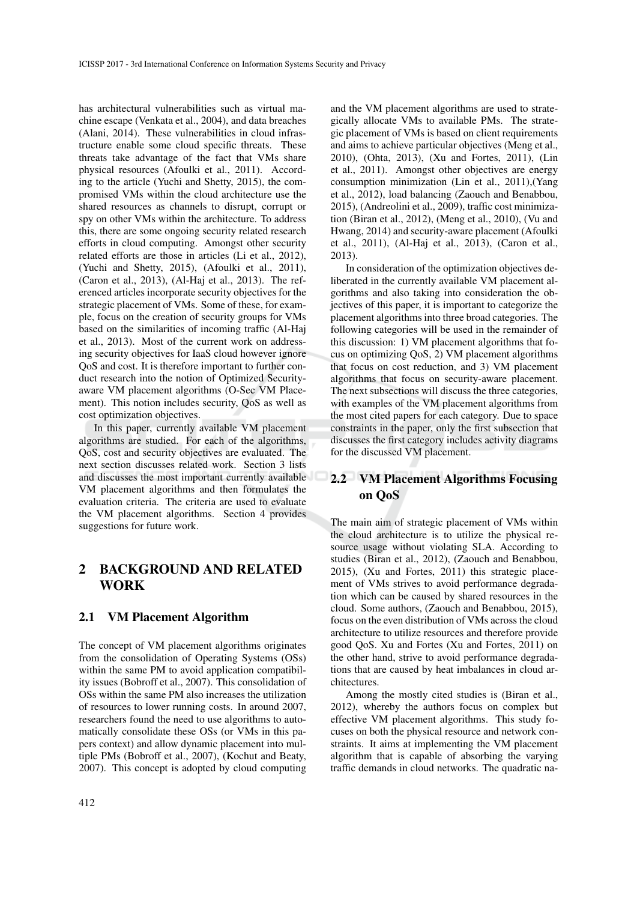has architectural vulnerabilities such as virtual machine escape (Venkata et al., 2004), and data breaches (Alani, 2014). These vulnerabilities in cloud infrastructure enable some cloud specific threats. These threats take advantage of the fact that VMs share physical resources (Afoulki et al., 2011). According to the article (Yuchi and Shetty, 2015), the compromised VMs within the cloud architecture use the shared resources as channels to disrupt, corrupt or spy on other VMs within the architecture. To address this, there are some ongoing security related research efforts in cloud computing. Amongst other security related efforts are those in articles (Li et al., 2012), (Yuchi and Shetty, 2015), (Afoulki et al., 2011), (Caron et al., 2013), (Al-Haj et al., 2013). The referenced articles incorporate security objectives for the strategic placement of VMs. Some of these, for example, focus on the creation of security groups for VMs based on the similarities of incoming traffic (Al-Haj et al., 2013). Most of the current work on addressing security objectives for IaaS cloud however ignore QoS and cost. It is therefore important to further conduct research into the notion of Optimized Security-aware VM placement algorithms (O-Sec VM Placement). This notion includes security, QoS as well as cost optimization objectives.

In this paper, currently available VM placement algorithms are studied. For each of the algorithms, QoS, cost and security objectives are evaluated. The next section discusses related work. Section 3 lists and discusses the most important currently available VM placement algorithms and then formulates the evaluation criteria. The criteria are used to evaluate the VM placement algorithms. Section 4 provides suggestions for future work.

## 2 BACKGROUND AND RELATED WORK

### 2.1 VM Placement Algorithm

The concept of VM placement algorithms originates from the consolidation of Operating Systems (OSs) within the same PM to avoid application compatibility issues (Bobroff et al., 2007). This consolidation of OSs within the same PM also increases the utilization of resources to lower running costs. In around 2007, researchers found the need to use algorithms to automatically consolidate these OSs (or VMs in this papers context) and allow dynamic placement into multiple PMs (Bobroff et al., 2007), (Kochut and Beaty, 2007). This concept is adopted by cloud computing and the VM placement algorithms are used to strategically allocate VMs to available PMs. The strategic placement of VMs is based on client requirements and aims to achieve particular objectives (Meng et al., 2010), (Ohta, 2013), (Xu and Fortes, 2011), (Lin et al., 2011). Amongst other objectives are energy consumption minimization (Lin et al., 2011),(Yang et al., 2012), load balancing (Zaouch and Benabbou, 2015), (Andreolini et al., 2009), traffic cost minimization (Biran et al., 2012), (Meng et al., 2010), (Vu and Hwang, 2014) and security-aware placement (Afoulki et al., 2011), (Al-Haj et al., 2013), (Caron et al., 2013).

In consideration of the optimization objectives deliberated in the currently available VM placement algorithms and also taking into consideration the objectives of this paper, it is important to categorize the placement algorithms into three broad categories. The following categories will be used in the remainder of this discussion: 1) VM placement algorithms that focus on optimizing QoS, 2) VM placement algorithms that focus on cost reduction, and 3) VM placement algorithms that focus on security-aware placement. The next subsections will discuss the three categories, with examples of the VM placement algorithms from the most cited papers for each category. Due to space constraints in the paper, only the first subsection that discusses the first category includes activity diagrams for the discussed VM placement.

### 2.2 VM Placement Algorithms Focusing on QoS

The main aim of strategic placement of VMs within the cloud architecture is to utilize the physical resource usage without violating SLA. According to studies (Biran et al., 2012), (Zaouch and Benabbou, 2015), (Xu and Fortes, 2011) this strategic placement of VMs strives to avoid performance degradation which can be caused by shared resources in the cloud. Some authors, (Zaouch and Benabbou, 2015), focus on the even distribution of VMs across the cloud architecture to utilize resources and therefore provide good QoS. Xu and Fortes (Xu and Fortes, 2011) on the other hand, strive to avoid performance degradations that are caused by heat imbalances in cloud architectures.

Among the mostly cited studies is (Biran et al., 2012), whereby the authors focus on complex but effective VM placement algorithms. This study focuses on both the physical resource and network constraints. It aims at implementing the VM placement algorithm that is capable of absorbing the varying traffic demands in cloud networks. The quadratic na-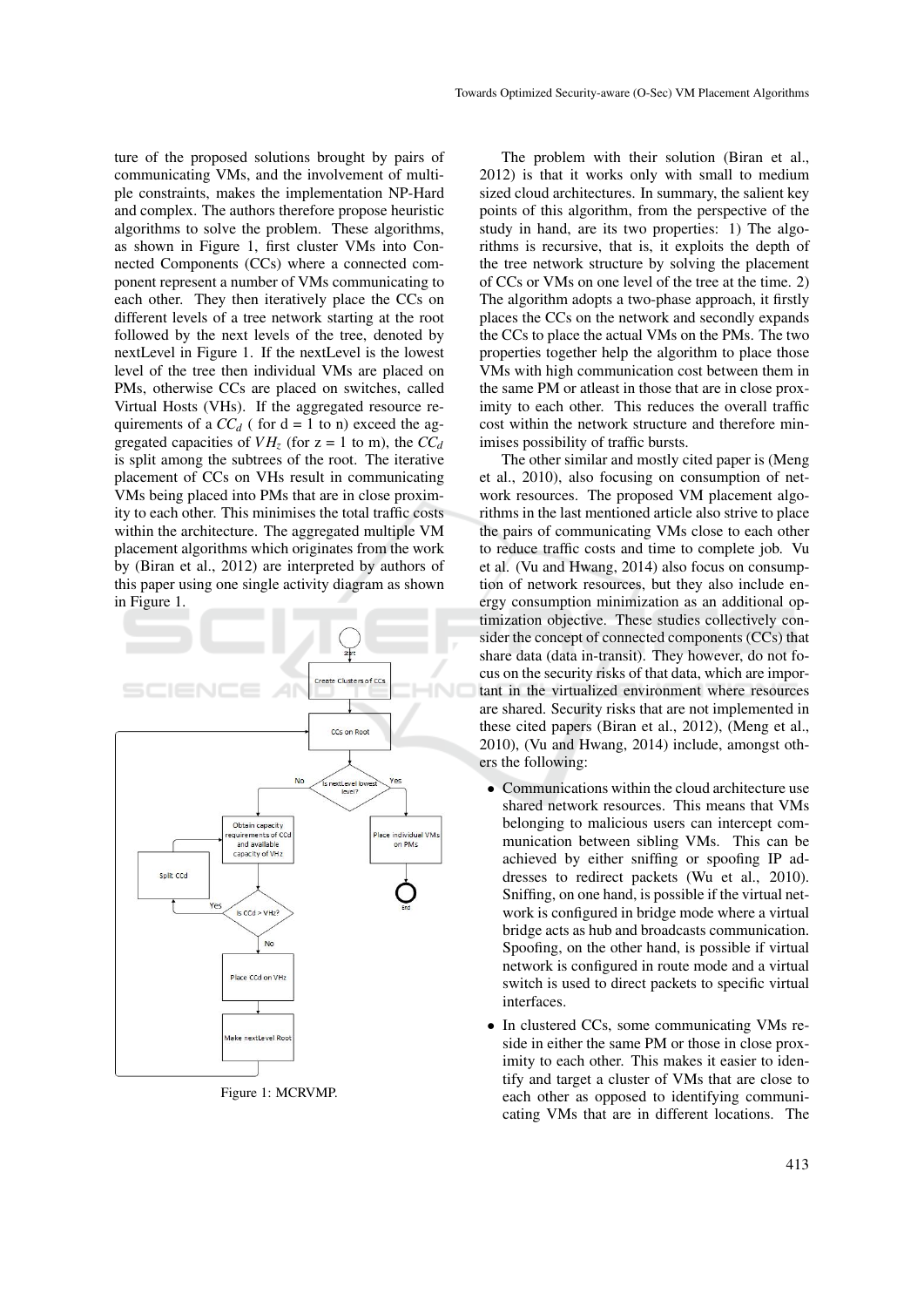ture of the proposed solutions brought by pairs of communicating VMs, and the involvement of multiple constraints, makes the implementation NP-Hard and complex. The authors therefore propose heuristic algorithms to solve the problem. These algorithms, as shown in Figure 1, first cluster VMs into Connected Components (CCs) where a connected component represent a number of VMs communicating to each other. They then iteratively place the CCs on different levels of a tree network starting at the root followed by the next levels of the tree, denoted by nextLevel in Figure 1. If the nextLevel is the lowest level of the tree then individual VMs are placed on PMs, otherwise CCs are placed on switches, called Virtual Hosts (VHs). If the aggregated resource requirements of a $CC_d$ ( for d = 1 to n) exceed the aggregated capacities of $VH_z$ (for z = 1 to m), the $CC_d$ is split among the subtrees of the root. The iterative placement of CCs on VHs result in communicating VMs being placed into PMs that are in close proximity to each other. This minimises the total traffic costs within the architecture. The aggregated multiple VM placement algorithms which originates from the work by (Biran et al., 2012) are interpreted by authors of this paper using one single activity diagram as shown in Figure 1.

Figure 1: MCRVMP.

The problem with their solution (Biran et al., 2012) is that it works only with small to medium sized cloud architectures. In summary, the salient key points of this algorithm, from the perspective of the study in hand, are its two properties: 1) The algorithms is recursive, that is, it exploits the depth of the tree network structure by solving the placement of CCs or VMs on one level of the tree at the time. 2) The algorithm adopts a two-phase approach, it firstly places the CCs on the network and secondly expands the CCs to place the actual VMs on the PMs. The two properties together help the algorithm to place those VMs with high communication cost between them in the same PM or atleast in those that are in close proximity to each other. This reduces the overall traffic cost within the network structure and therefore minimises possibility of traffic bursts.

The other similar and mostly cited paper is (Meng et al., 2010), also focusing on consumption of network resources. The proposed VM placement algorithms in the last mentioned article also strive to place the pairs of communicating VMs close to each other to reduce traffic costs and time to complete job. Vu et al. (Vu and Hwang, 2014) also focus on consumption of network resources, but they also include energy consumption minimization as an additional optimization objective. These studies collectively consider the concept of connected components (CCs) that share data (data in-transit). They however, do not focus on the security risks of that data, which are important in the virtualized environment where resources are shared. Security risks that are not implemented in these cited papers (Biran et al., 2012), (Meng et al., 2010), (Vu and Hwang, 2014) include, amongst others the following:

- Communications within the cloud architecture use shared network resources. This means that VMs belonging to malicious users can intercept communication between sibling VMs. This can be achieved by either sniffing or spoofing IP addresses to redirect packets (Wu et al., 2010). Sniffing, on one hand, is possible if the virtual network is configured in bridge mode where a virtual bridge acts as hub and broadcasts communication. Spoofing, on the other hand, is possible if virtual network is configured in route mode and a virtual switch is used to direct packets to specific virtual interfaces.
- In clustered CCs, some communicating VMs reside in either the same PM or those in close proximity to each other. This makes it easier to identify and target a cluster of VMs that are close to each other as opposed to identifying communicating VMs that are in different locations. The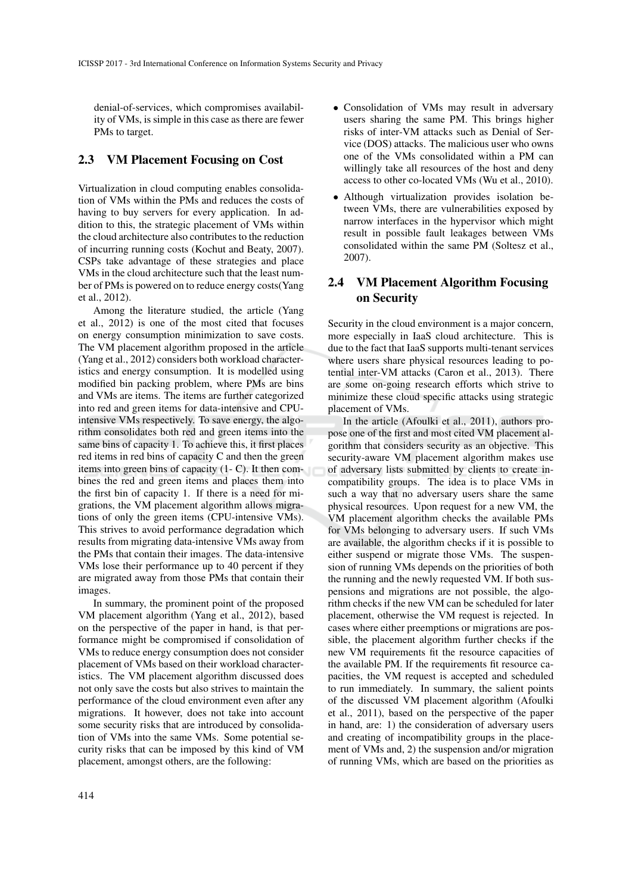denial-of-services, which compromises availability of VMs, is simple in this case as there are fewer PMs to target.

## 2.3 VM Placement Focusing on Cost

Virtualization in cloud computing enables consolidation of VMs within the PMs and reduces the costs of having to buy servers for every application. In addition to this, the strategic placement of VMs within the cloud architecture also contributes to the reduction of incurring running costs (Kochut and Beaty, 2007). CSPs take advantage of these strategies and place VMs in the cloud architecture such that the least number of PMs is powered on to reduce energy costs(Yang et al., 2012).

Among the literature studied, the article (Yang et al., 2012) is one of the most cited that focuses on energy consumption minimization to save costs. The VM placement algorithm proposed in the article (Yang et al., 2012) considers both workload characteristics and energy consumption. It is modelled using modified bin packing problem, where PMs are bins and VMs are items. The items are further categorized into red and green items for data-intensive and CPU-intensive VMs respectively. To save energy, the algorithm consolidates both red and green items into the same bins of capacity 1. To achieve this, it first places red items in red bins of capacity C and then the green items into green bins of capacity (1- C). It then combines the red and green items and places them into the first bin of capacity 1. If there is a need for migrations, the VM placement algorithm allows migrations of only the green items (CPU-intensive VMs). This strives to avoid performance degradation which results from migrating data-intensive VMs away from the PMs that contain their images. The data-intensive VMs lose their performance up to 40 percent if they are migrated away from those PMs that contain their images.

In summary, the prominent point of the proposed VM placement algorithm (Yang et al., 2012), based on the perspective of the paper in hand, is that performance might be compromised if consolidation of VMs to reduce energy consumption does not consider placement of VMs based on their workload characteristics. The VM placement algorithm discussed does not only save the costs but also strives to maintain the performance of the cloud environment even after any migrations. It however, does not take into account some security risks that are introduced by consolidation of VMs into the same VMs. Some potential security risks that can be imposed by this kind of VM placement, amongst others, are the following:

- Consolidation of VMs may result in adversary users sharing the same PM. This brings higher risks of inter-VM attacks such as Denial of Service (DOS) attacks. The malicious user who owns one of the VMs consolidated within a PM can willingly take all resources of the host and deny access to other co-located VMs (Wu et al., 2010).
- Although virtualization provides isolation between VMs, there are vulnerabilities exposed by narrow interfaces in the hypervisor which might result in possible fault leakages between VMs consolidated within the same PM (Soltesz et al., 2007).

## 2.4 VM Placement Algorithm Focusing on Security

Security in the cloud environment is a major concern, more especially in IaaS cloud architecture. This is due to the fact that IaaS supports multi-tenant services where users share physical resources leading to potential inter-VM attacks (Caron et al., 2013). There are some on-going research efforts which strive to minimize these cloud specific attacks using strategic placement of VMs.

In the article (Afoulki et al., 2011), authors propose one of the first and most cited VM placement algorithm that considers security as an objective. This security-aware VM placement algorithm makes use of adversary lists submitted by clients to create incompatibility groups. The idea is to place VMs in such a way that no adversary users share the same physical resources. Upon request for a new VM, the VM placement algorithm checks the available PMs for VMs belonging to adversary users. If such VMs are available, the algorithm checks if it is possible to either suspend or migrate those VMs. The suspension of running VMs depends on the priorities of both the running and the newly requested VM. If both suspensions and migrations are not possible, the algorithm checks if the new VM can be scheduled for later placement, otherwise the VM request is rejected. In cases where either preemptions or migrations are possible, the placement algorithm further checks if the new VM requirements fit the resource capacities of the available PM. If the requirements fit resource capacities, the VM request is accepted and scheduled to run immediately. In summary, the salient points of the discussed VM placement algorithm (Afoulki et al., 2011), based on the perspective of the paper in hand, are: 1) the consideration of adversary users and creating of incompatibility groups in the placement of VMs and, 2) the suspension and/or migration of running VMs, which are based on the priorities as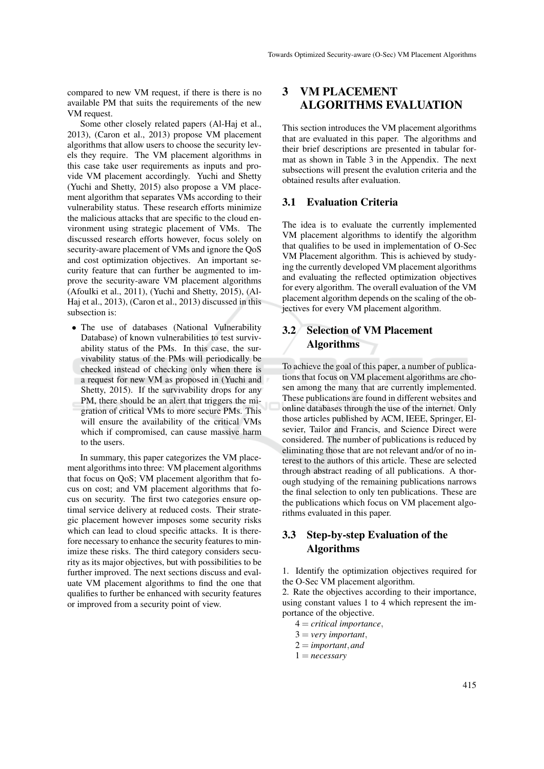compared to new VM request, if there is there is no available PM that suits the requirements of the new VM request.

Some other closely related papers (Al-Haj et al., 2013), (Caron et al., 2013) propose VM placement algorithms that allow users to choose the security levels they require. The VM placement algorithms in this case take user requirements as inputs and provide VM placement accordingly. Yuchi and Shetty (Yuchi and Shetty, 2015) also propose a VM placement algorithm that separates VMs according to their vulnerability status. These research efforts minimize the malicious attacks that are specific to the cloud environment using strategic placement of VMs. The discussed research efforts however, focus solely on security-aware placement of VMs and ignore the QoS and cost optimization objectives. An important security feature that can further be augmented to improve the security-aware VM placement algorithms (Afoulki et al., 2011), (Yuchi and Shetty, 2015), (Al-Haj et al., 2013), (Caron et al., 2013) discussed in this subsection is:

- The use of databases (National Vulnerability Database) of known vulnerabilities to test survivability status of the PMs. In this case, the survivability status of the PMs will periodically be checked instead of checking only when there is a request for new VM as proposed in (Yuchi and Shetty, 2015). If the survivability drops for any PM, there should be an alert that triggers the migration of critical VMs to more secure PMs. This will ensure the availability of the critical VMs which if compromised, can cause massive harm to the users.

In summary, this paper categorizes the VM placement algorithms into three: VM placement algorithms that focus on QoS; VM placement algorithm that focus on cost; and VM placement algorithms that focus on security. The first two categories ensure optimal service delivery at reduced costs. Their strategic placement however imposes some security risks which can lead to cloud specific attacks. It is therefore necessary to enhance the security features to minimize these risks. The third category considers security as its major objectives, but with possibilities to be further improved. The next sections discuss and evaluate VM placement algorithms to find the one that qualifies to further be enhanced with security features or improved from a security point of view.

# 3 VM PLACEMENT ALGORITHMS EVALUATION

This section introduces the VM placement algorithms that are evaluated in this paper. The algorithms and their brief descriptions are presented in tabular format as shown in Table 3 in the Appendix. The next subsections will present the evalution criteria and the obtained results after evaluation.

## 3.1 Evaluation Criteria

The idea is to evaluate the currently implemented VM placement algorithms to identify the algorithm that qualifies to be used in implementation of O-Sec VM Placement algorithm. This is achieved by studying the currently developed VM placement algorithms and evaluating the reflected optimization objectives for every algorithm. The overall evaluation of the VM placement algorithm depends on the scaling of the objectives for every VM placement algorithm.

## 3.2 Selection of VM Placement Algorithms

To achieve the goal of this paper, a number of publications that focus on VM placement algorithms are chosen among the many that are currently implemented. These publications are found in different websites and online databases through the use of the internet. Only those articles published by ACM, IEEE, Springer, Elsevier, Tailor and Francis, and Science Direct were considered. The number of publications is reduced by eliminating those that are not relevant and/or of no interest to the authors of this article. These are selected through abstract reading of all publications. A thorough studying of the remaining publications narrows the final selection to only ten publications. These are the publications which focus on VM placement algorithms evaluated in this paper.

## 3.3 Step-by-step Evaluation of the Algorithms

1. Identify the optimization objectives required for the O-Sec VM placement algorithm.
2. Rate the objectives according to their importance, using constant values 1 to 4 which represent the importance of the objective.

$4 = \textit{critical importance},$

$3 = \textit{very important},$

$2 = \textit{important}, \textit{and}$

$1 = \textit{necessary}$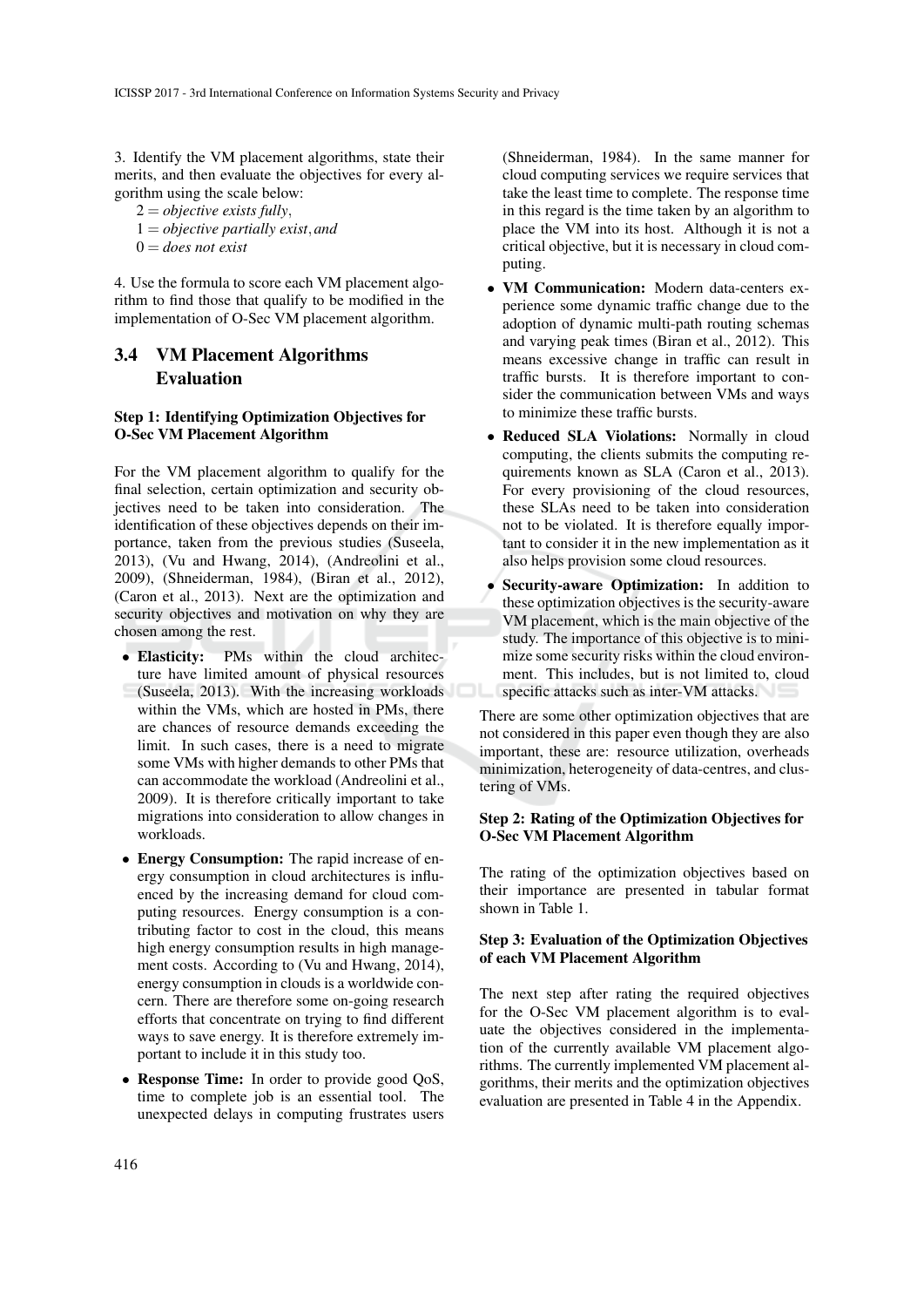3. Identify the VM placement algorithms, state their merits, and then evaluate the objectives for every algorithm using the scale below:

$2 =$ *objective exists fully*,
$1 =$ *objective partially exist*, *and*
$0 =$ *does not exist*

4. Use the formula to score each VM placement algorithm to find those that qualify to be modified in the implementation of O-Sec VM placement algorithm.

## 3.4 VM Placement Algorithms Evaluation

#### Step 1: Identifying Optimization Objectives for O-Sec VM Placement Algorithm

For the VM placement algorithm to qualify for the final selection, certain optimization and security objectives need to be taken into consideration. The identification of these objectives depends on their importance, taken from the previous studies (Suseela, 2013), (Vu and Hwang, 2014), (Andreolini et al., 2009), (Shneiderman, 1984), (Biran et al., 2012), (Caron et al., 2013). Next are the optimization and security objectives and motivation on why they are chosen among the rest.

- **Elasticity:** PMs within the cloud architecture have limited amount of physical resources (Suseela, 2013). With the increasing workloads within the VMs, which are hosted in PMs, there are chances of resource demands exceeding the limit. In such cases, there is a need to migrate some VMs with higher demands to other PMs that can accommodate the workload (Andreolini et al., 2009). It is therefore critically important to take migrations into consideration to allow changes in workloads.
- **Energy Consumption:** The rapid increase of energy consumption in cloud architectures is influenced by the increasing demand for cloud computing resources. Energy consumption is a contributing factor to cost in the cloud, this means high energy consumption results in high management costs. According to (Vu and Hwang, 2014), energy consumption in clouds is a worldwide concern. There are therefore some on-going research efforts that concentrate on trying to find different ways to save energy. It is therefore extremely important to include it in this study too.
- **Response Time:** In order to provide good QoS, time to complete job is an essential tool. The unexpected delays in computing frustrates users (Shneiderman, 1984). In the same manner for cloud computing services we require services that take the least time to complete. The response time in this regard is the time taken by an algorithm to place the VM into its host. Although it is not a critical objective, but it is necessary in cloud computing.
- **VM Communication:** Modern data-centers experience some dynamic traffic change due to the adoption of dynamic multi-path routing schemas and varying peak times (Biran et al., 2012). This means excessive change in traffic can result in traffic bursts. It is therefore important to consider the communication between VMs and ways to minimize these traffic bursts.
- **Reduced SLA Violations:** Normally in cloud computing, the clients submits the computing requirements known as SLA (Caron et al., 2013). For every provisioning of the cloud resources, these SLAs need to be taken into consideration not to be violated. It is therefore equally important to consider it in the new implementation as it also helps provision some cloud resources.
- **Security-aware Optimization:** In addition to these optimization objectives is the security-aware VM placement, which is the main objective of the study. The importance of this objective is to minimize some security risks within the cloud environment. This includes, but is not limited to, cloud specific attacks such as inter-VM attacks.

There are some other optimization objectives that are not considered in this paper even though they are also important, these are: resource utilization, overheads minimization, heterogeneity of data-centres, and clustering of VMs.

#### Step 2: Rating of the Optimization Objectives for O-Sec VM Placement Algorithm

The rating of the optimization objectives based on their importance are presented in tabular format shown in Table 1.

#### Step 3: Evaluation of the Optimization Objectives of each VM Placement Algorithm

The next step after rating the required objectives for the O-Sec VM placement algorithm is to evaluate the objectives considered in the implementation of the currently available VM placement algorithms. The currently implemented VM placement algorithms, their merits and the optimization objectives evaluation are presented in Table 4 in the Appendix.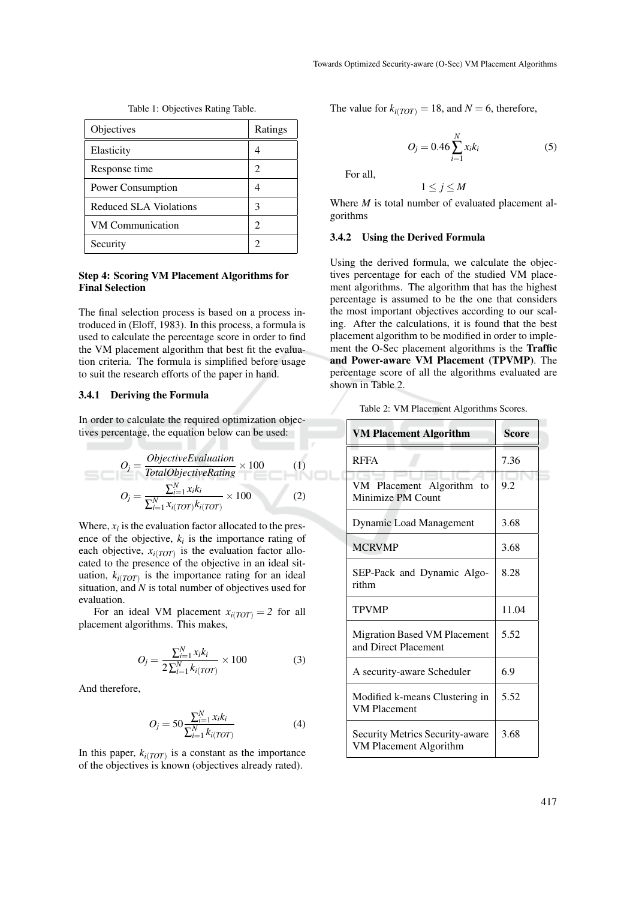Table 1: Objectives Rating Table.

| Objectives | Ratings |
|---|---|
| Elasticity | 4 |
| Response time | 2 |
| Power Consumption | 4 |
| Reduced SLA Violations | 3 |
| VM Communication | 2 |
| Security | 2 |

**Step 4: Scoring VM Placement Algorithms for Final Selection**

The final selection process is based on a process introduced in (Eloff, 1983). In this process, a formula is used to calculate the percentage score in order to find the VM placement algorithm that best fit the evaluation criteria. The formula is simplified before usage to suit the research efforts of the paper in hand.

### 3.4.1 Deriving the Formula

In order to calculate the required optimization objectives percentage, the equation below can be used:

$$O_j = \frac{ObjectiveEvaluation}{TotalObjectiveRating} \times 100 \tag{1}$$

$$O_j = \frac{\sum_{i=1}^{N} x_i k_i}{\sum_{i=1}^{N} x_{i(TOT)} k_{i(TOT)}} \times 100 \tag{2}$$

Where, $x_i$ is the evaluation factor allocated to the presence of the objective, $k_i$ is the importance rating of each objective, $x_{i(TOT)}$ is the evaluation factor allocated to the presence of the objective in an ideal situation, $k_{i(TOT)}$ is the importance rating for an ideal situation, and $N$ is total number of objectives used for evaluation.

For an ideal VM placement $x_{i(TOT)} = 2$ for all placement algorithms. This makes,

$$O_j = \frac{\sum_{i=1}^{N} x_i k_i}{2 \sum_{i=1}^{N} k_{i(TOT)}} \times 100 \tag{3}$$

And therefore,

$$O_j = 50 \frac{\sum_{i=1}^{N} x_i k_i}{\sum_{i=1}^{N} k_{i(TOT)}} \tag{4}$$

In this paper, $k_{i(TOT)}$ is a constant as the importance of the objectives is known (objectives already rated).

The value for $k_{i(TOT)} = 18$, and $N = 6$, therefore,

$$O_j = 0.46 \sum_{i=1}^{N} x_i k_i \tag{5}$$

For all,

$$1 \leq j \leq M$$

Where $M$ is total number of evaluated placement algorithms

### 3.4.2 Using the Derived Formula

Using the derived formula, we calculate the objectives percentage for each of the studied VM placement algorithms. The algorithm that has the highest percentage is assumed to be the one that considers the most important objectives according to our scaling. After the calculations, it is found that the best placement algorithm to be modified in order to implement the O-Sec placement algorithms is the **Traffic and Power-aware VM Placement (TPVMP)**. The percentage score of all the algorithms evaluated are shown in Table 2.

Table 2: VM Placement Algorithms Scores.

| VM Placement Algorithm | Score |
|---|---|
| RFFA | 7.36 |
| VM Placement Algorithm to Minimize PM Count | 9.2 |
| Dynamic Load Management | 3.68 |
| MCRVMP | 3.68 |
| SEP-Pack and Dynamic Algorithm | 8.28 |
| TPVMP | 11.04 |
| Migration Based VM Placement and Direct Placement | 5.52 |
| A security-aware Scheduler | 6.9 |
| Modified k-means Clustering in VM Placement | 5.52 |
| Security Metrics Security-aware VM Placement Algorithm | 3.68 |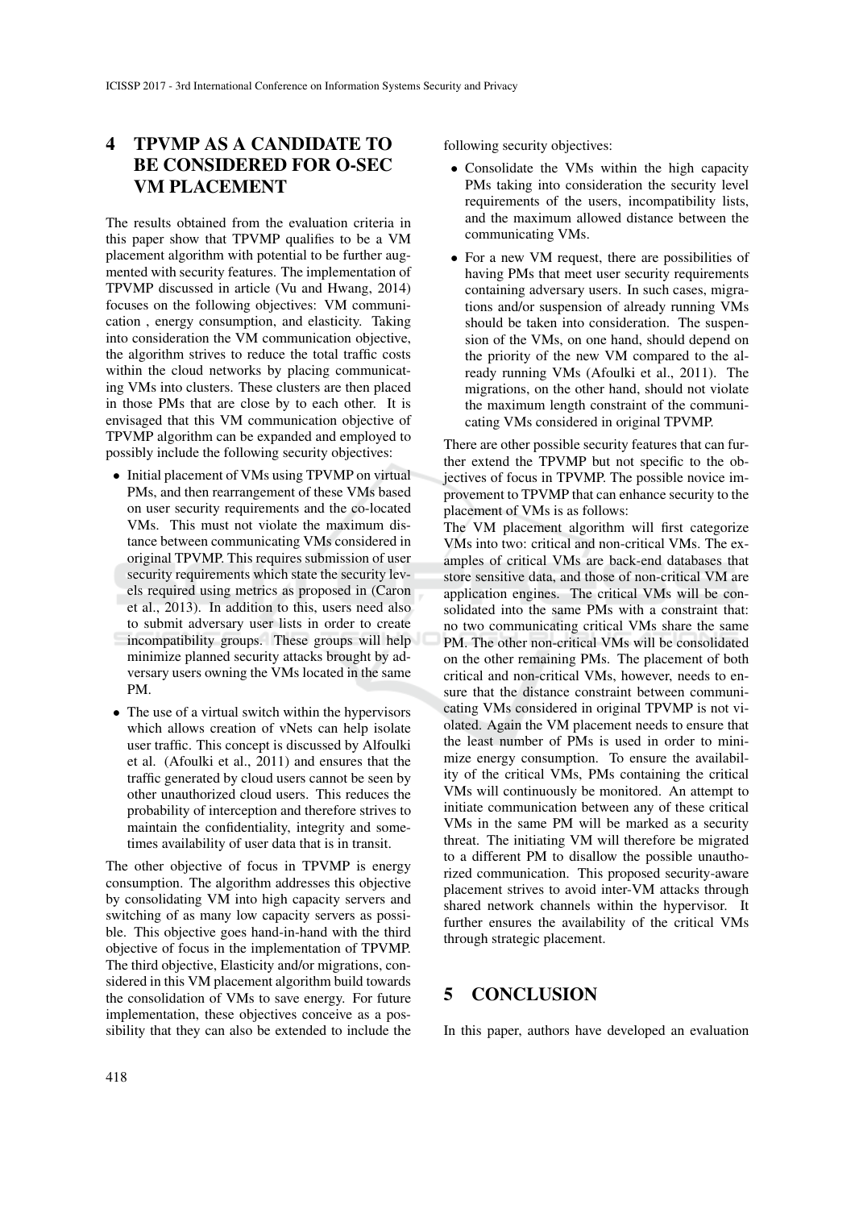## 4 TPVMP AS A CANDIDATE TO BE CONSIDERED FOR O-SEC VM PLACEMENT

The results obtained from the evaluation criteria in this paper show that TPVMP qualifies to be a VM placement algorithm with potential to be further augmented with security features. The implementation of TPVMP discussed in article (Vu and Hwang, 2014) focuses on the following objectives: VM communication , energy consumption, and elasticity. Taking into consideration the VM communication objective, the algorithm strives to reduce the total traffic costs within the cloud networks by placing communicating VMs into clusters. These clusters are then placed in those PMs that are close by to each other. It is envisaged that this VM communication objective of TPVMP algorithm can be expanded and employed to possibly include the following security objectives:

- Initial placement of VMs using TPVMP on virtual PMs, and then rearrangement of these VMs based on user security requirements and the co-located VMs. This must not violate the maximum distance between communicating VMs considered in original TPVMP. This requires submission of user security requirements which state the security levels required using metrics as proposed in (Caron et al., 2013). In addition to this, users need also to submit adversary user lists in order to create incompatibility groups. These groups will help minimize planned security attacks brought by adversary users owning the VMs located in the same PM.
- The use of a virtual switch within the hypervisors which allows creation of vNets can help isolate user traffic. This concept is discussed by Alfoulki et al. (Afoulki et al., 2011) and ensures that the traffic generated by cloud users cannot be seen by other unauthorized cloud users. This reduces the probability of interception and therefore strives to maintain the confidentiality, integrity and sometimes availability of user data that is in transit.

The other objective of focus in TPVMP is energy consumption. The algorithm addresses this objective by consolidating VM into high capacity servers and switching of as many low capacity servers as possible. This objective goes hand-in-hand with the third objective of focus in the implementation of TPVMP. The third objective, Elasticity and/or migrations, considered in this VM placement algorithm build towards the consolidation of VMs to save energy. For future implementation, these objectives conceive as a possibility that they can also be extended to include the following security objectives:

- Consolidate the VMs within the high capacity PMs taking into consideration the security level requirements of the users, incompatibility lists, and the maximum allowed distance between the communicating VMs.
- For a new VM request, there are possibilities of having PMs that meet user security requirements containing adversary users. In such cases, migrations and/or suspension of already running VMs should be taken into consideration. The suspension of the VMs, on one hand, should depend on the priority of the new VM compared to the already running VMs (Afoulki et al., 2011). The migrations, on the other hand, should not violate the maximum length constraint of the communicating VMs considered in original TPVMP.

There are other possible security features that can further extend the TPVMP but not specific to the objectives of focus in TPVMP. The possible novice improvement to TPVMP that can enhance security to the placement of VMs is as follows:

The VM placement algorithm will first categorize VMs into two: critical and non-critical VMs. The examples of critical VMs are back-end databases that store sensitive data, and those of non-critical VM are application engines. The critical VMs will be consolidated into the same PMs with a constraint that: no two communicating critical VMs share the same PM. The other non-critical VMs will be consolidated on the other remaining PMs. The placement of both critical and non-critical VMs, however, needs to ensure that the distance constraint between communicating VMs considered in original TPVMP is not violated. Again the VM placement needs to ensure that the least number of PMs is used in order to minimize energy consumption. To ensure the availability of the critical VMs, PMs containing the critical VMs will continuously be monitored. An attempt to initiate communication between any of these critical VMs in the same PM will be marked as a security threat. The initiating VM will therefore be migrated to a different PM to disallow the possible unauthorized communication. This proposed security-aware placement strives to avoid inter-VM attacks through shared network channels within the hypervisor. It further ensures the availability of the critical VMs through strategic placement.

## 5 CONCLUSION

In this paper, authors have developed an evaluation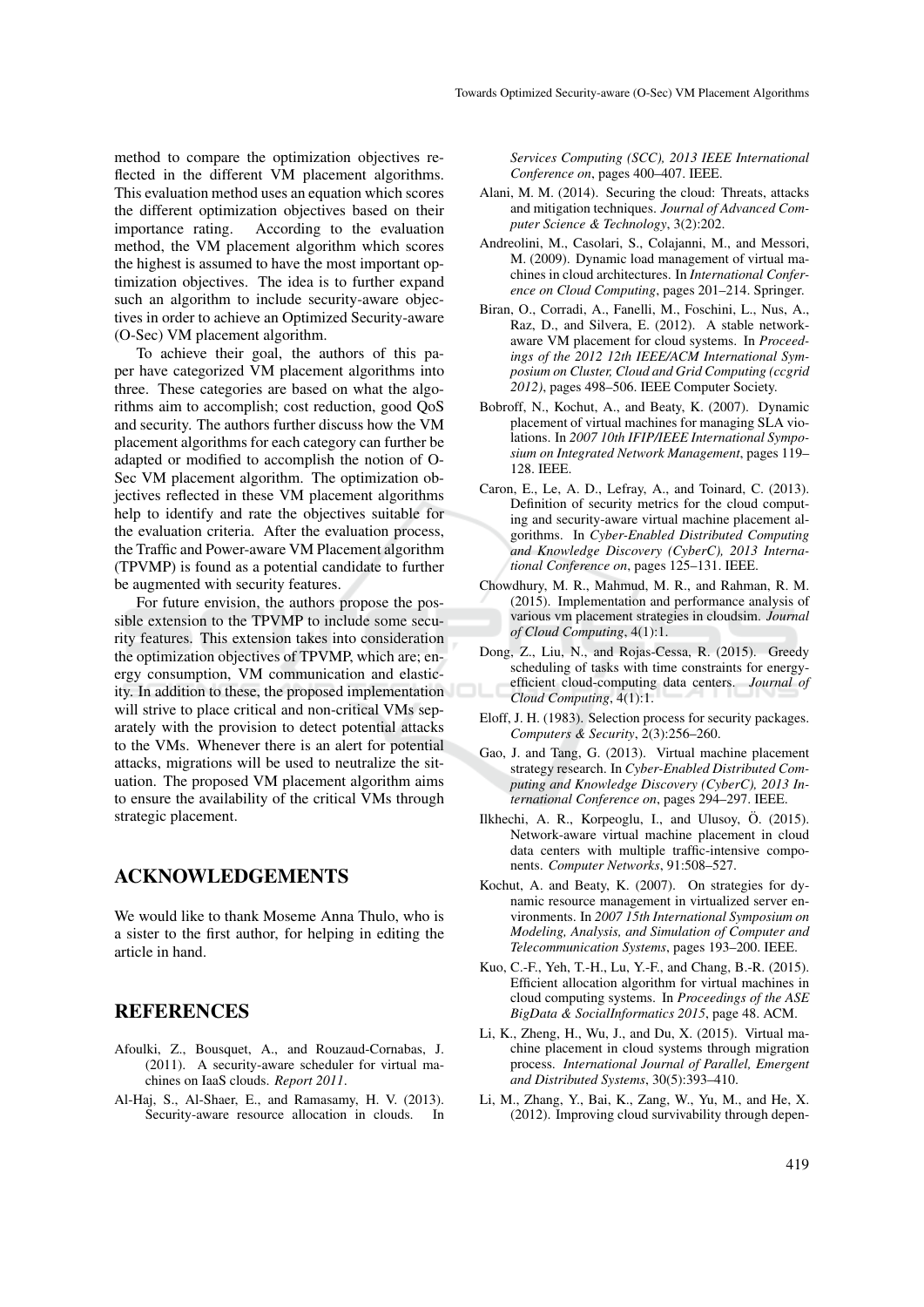method to compare the optimization objectives reflected in the different VM placement algorithms. This evaluation method uses an equation which scores the different optimization objectives based on their importance rating. According to the evaluation method, the VM placement algorithm which scores the highest is assumed to have the most important optimization objectives. The idea is to further expand such an algorithm to include security-aware objectives in order to achieve an Optimized Security-aware (O-Sec) VM placement algorithm.

To achieve their goal, the authors of this paper have categorized VM placement algorithms into three. These categories are based on what the algorithms aim to accomplish; cost reduction, good QoS and security. The authors further discuss how the VM placement algorithms for each category can further be adapted or modified to accomplish the notion of O-Sec VM placement algorithm. The optimization objectives reflected in these VM placement algorithms help to identify and rate the objectives suitable for the evaluation criteria. After the evaluation process, the Traffic and Power-aware VM Placement algorithm (TPVMP) is found as a potential candidate to further be augmented with security features.

For future envision, the authors propose the possible extension to the TPVMP to include some security features. This extension takes into consideration the optimization objectives of TPVMP, which are; energy consumption, VM communication and elasticity. In addition to these, the proposed implementation will strive to place critical and non-critical VMs separately with the provision to detect potential attacks to the VMs. Whenever there is an alert for potential attacks, migrations will be used to neutralize the situation. The proposed VM placement algorithm aims to ensure the availability of the critical VMs through strategic placement.

## ACKNOWLEDGEMENTS

We would like to thank Moseme Anna Thulo, who is a sister to the first author, for helping in editing the article in hand.

## REFERENCES

Afoulki, Z., Bousquet, A., and Rouzaud-Cornabas, J. (2011). A security-aware scheduler for virtual machines on IaaS clouds. *Report 2011*.

Al-Haj, S., Al-Shaer, E., and Ramasamy, H. V. (2013). Security-aware resource allocation in clouds. In *Services Computing (SCC), 2013 IEEE International Conference on*, pages 400–407. IEEE.

Alani, M. M. (2014). Securing the cloud: Threats, attacks and mitigation techniques. *Journal of Advanced Computer Science & Technology*, 3(2):202.

Andreolini, M., Casolari, S., Colajanni, M., and Messori, M. (2009). Dynamic load management of virtual machines in cloud architectures. In *International Conference on Cloud Computing*, pages 201–214. Springer.

Biran, O., Corradi, A., Fanelli, M., Foschini, L., Nus, A., Raz, D., and Silvera, E. (2012). A stable network-aware VM placement for cloud systems. In *Proceedings of the 2012 12th IEEE/ACM International Symposium on Cluster, Cloud and Grid Computing (ccgrid 2012)*, pages 498–506. IEEE Computer Society.

Bobroff, N., Kochut, A., and Beaty, K. (2007). Dynamic placement of virtual machines for managing SLA violations. In *2007 10th IFIP/IEEE International Symposium on Integrated Network Management*, pages 119–128. IEEE.

Caron, E., Le, A. D., Lefray, A., and Toinard, C. (2013). Definition of security metrics for the cloud computing and security-aware virtual machine placement algorithms. In *Cyber-Enabled Distributed Computing and Knowledge Discovery (CyberC), 2013 International Conference on*, pages 125–131. IEEE.

Chowdhury, M. R., Mahmud, M. R., and Rahman, R. M. (2015). Implementation and performance analysis of various vm placement strategies in cloudsim. *Journal of Cloud Computing*, 4(1):1.

Dong, Z., Liu, N., and Rojas-Cessa, R. (2015). Greedy scheduling of tasks with time constraints for energy-efficient cloud-computing data centers. *Journal of Cloud Computing*, 4(1):1.

Eloff, J. H. (1983). Selection process for security packages. *Computers & Security*, 2(3):256–260.

Gao, J. and Tang, G. (2013). Virtual machine placement strategy research. In *Cyber-Enabled Distributed Computing and Knowledge Discovery (CyberC), 2013 International Conference on*, pages 294–297. IEEE.

Ilkhechi, A. R., Korpeoglu, I., and Ulusoy, Ö. (2015). Network-aware virtual machine placement in cloud data centers with multiple traffic-intensive components. *Computer Networks*, 91:508–527.

Kochut, A. and Beaty, K. (2007). On strategies for dynamic resource management in virtualized server environments. In *2007 15th International Symposium on Modeling, Analysis, and Simulation of Computer and Telecommunication Systems*, pages 193–200. IEEE.

Kuo, C.-F., Yeh, T.-H., Lu, Y.-F., and Chang, B.-R. (2015). Efficient allocation algorithm for virtual machines in cloud computing systems. In *Proceedings of the ASE BigData & SocialInformatics 2015*, page 48. ACM.

Li, K., Zheng, H., Wu, J., and Du, X. (2015). Virtual machine placement in cloud systems through migration process. *International Journal of Parallel, Emergent and Distributed Systems*, 30(5):393–410.

Li, M., Zhang, Y., Bai, K., Zang, W., Yu, M., and He, X. (2012). Improving cloud survivability through depen-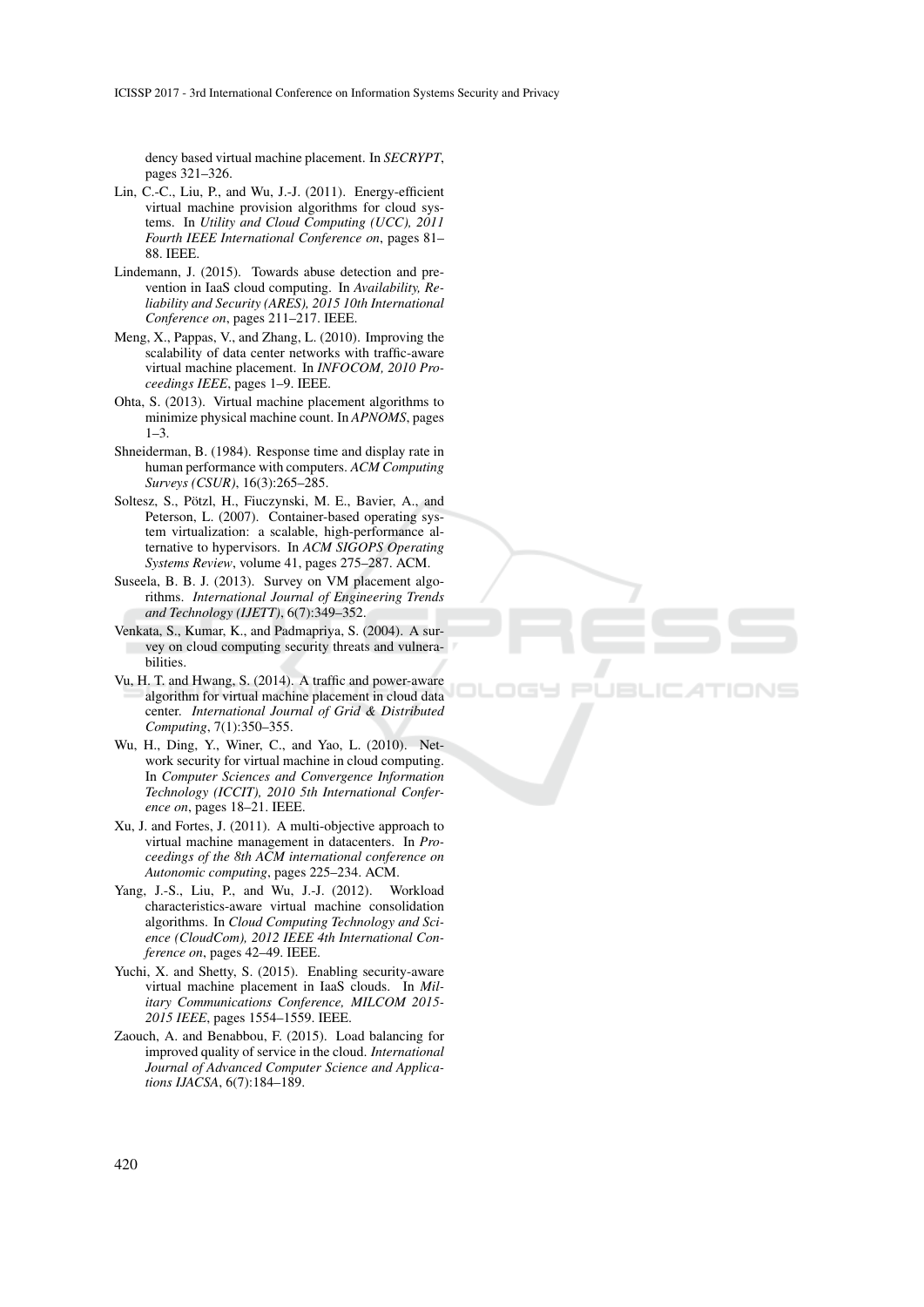dency based virtual machine placement. In *SECRYPT*, pages 321–326.

Lin, C.-C., Liu, P., and Wu, J.-J. (2011). Energy-efficient virtual machine provision algorithms for cloud systems. In *Utility and Cloud Computing (UCC), 2011 Fourth IEEE International Conference on*, pages 81–88. IEEE.

Lindemann, J. (2015). Towards abuse detection and prevention in IaaS cloud computing. In *Availability, Reliability and Security (ARES), 2015 10th International Conference on*, pages 211–217. IEEE.

Meng, X., Pappas, V., and Zhang, L. (2010). Improving the scalability of data center networks with traffic-aware virtual machine placement. In *INFOCOM, 2010 Proceedings IEEE*, pages 1–9. IEEE.

Ohta, S. (2013). Virtual machine placement algorithms to minimize physical machine count. In *APNOMS*, pages 1–3.

Shneiderman, B. (1984). Response time and display rate in human performance with computers. *ACM Computing Surveys (CSUR)*, 16(3):265–285.

Soltesz, S., Pötzl, H., Fiuczynski, M. E., Bavier, A., and Peterson, L. (2007). Container-based operating system virtualization: a scalable, high-performance alternative to hypervisors. In *ACM SIGOPS Operating Systems Review*, volume 41, pages 275–287. ACM.

Suseela, B. B. J. (2013). Survey on VM placement algorithms. *International Journal of Engineering Trends and Technology (IJETT)*, 6(7):349–352.

Venkata, S., Kumar, K., and Padmapriya, S. (2004). A survey on cloud computing security threats and vulnerabilities.

Vu, H. T. and Hwang, S. (2014). A traffic and power-aware algorithm for virtual machine placement in cloud data center. *International Journal of Grid & Distributed Computing*, 7(1):350–355.

Wu, H., Ding, Y., Winer, C., and Yao, L. (2010). Network security for virtual machine in cloud computing. In *Computer Sciences and Convergence Information Technology (ICCIT), 2010 5th International Conference on*, pages 18–21. IEEE.

Xu, J. and Fortes, J. (2011). A multi-objective approach to virtual machine management in datacenters. In *Proceedings of the 8th ACM international conference on Autonomic computing*, pages 225–234. ACM.

Yang, J.-S., Liu, P., and Wu, J.-J. (2012). Workload characteristics-aware virtual machine consolidation algorithms. In *Cloud Computing Technology and Science (CloudCom), 2012 IEEE 4th International Conference on*, pages 42–49. IEEE.

Yuchi, X. and Shetty, S. (2015). Enabling security-aware virtual machine placement in IaaS clouds. In *Military Communications Conference, MILCOM 2015-2015 IEEE*, pages 1554–1559. IEEE.

Zaouch, A. and Benabbou, F. (2015). Load balancing for improved quality of service in the cloud. *International Journal of Advanced Computer Science and Applications IJACSA*, 6(7):184–189.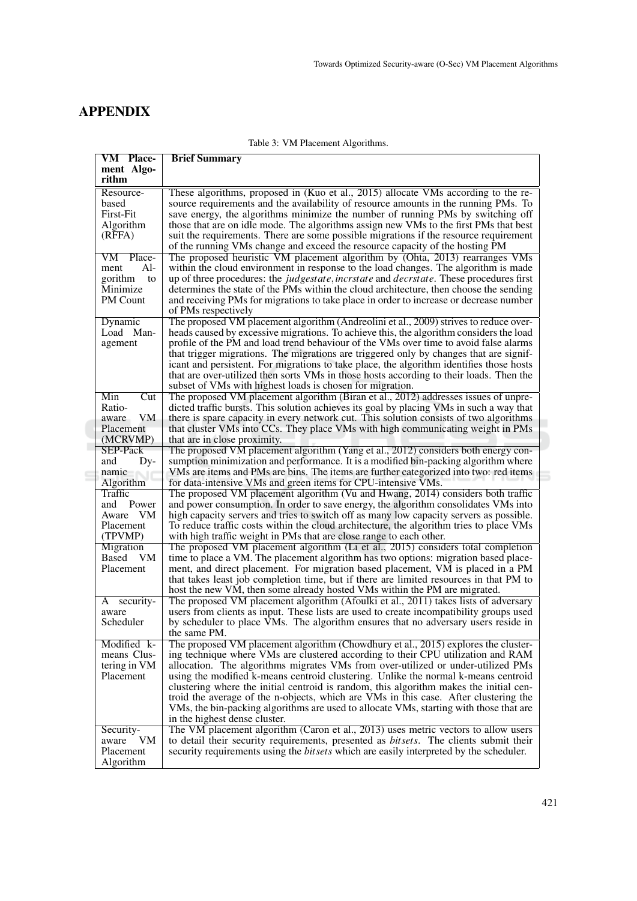# APPENDIX

Table 3: VM Placement Algorithms.

| VM Placement Algorithm | Brief Summary |
|---|---|
| Resource-based First-Fit Algorithm (RFFA) | These algorithms, proposed in (Kuo et al., 2015) allocate VMs according to the resource requirements and the availability of resource amounts in the running PMs. To save energy, the algorithms minimize the number of running PMs by switching off those that are on idle mode. The algorithms assign new VMs to the first PMs that best suit the requirements. There are some possible migrations if the resource requirement of the running VMs change and exceed the resource capacity of the hosting PM |
| VM Placement Algorithm to Minimize PM Count | The proposed heuristic VM placement algorithm by (Ohta, 2013) rearranges VMs within the cloud environment in response to the load changes. The algorithm is made up of three procedures: the *judgestate*, *incrstate* and *decrstate*. These procedures first determines the state of the PMs within the cloud architecture, then choose the sending and receiving PMs for migrations to take place in order to increase or decrease number of PMs respectively |
| Dynamic Load Management | The proposed VM placement algorithm (Andreolini et al., 2009) strives to reduce overheads caused by excessive migrations. To achieve this, the algorithm considers the load profile of the PM and load trend behaviour of the VMs over time to avoid false alarms that trigger migrations. The migrations are triggered only by changes that are significant and persistent. For migrations to take place, the algorithm identifies those hosts that are over-utilized then sorts VMs in those hosts according to their loads. Then the subset of VMs with highest loads is chosen for migration. |
| Min Cut Ratio-aware VM Placement (MCRVMP) | The proposed VM placement algorithm (Biran et al., 2012) addresses issues of unpredicted traffic bursts. This solution achieves its goal by placing VMs in such a way that there is spare capacity in every network cut. This solution consists of two algorithms that cluster VMs into CCs. They place VMs with high communicating weight in PMs that are in close proximity. |
| SEP-Pack and Dynamic Algorithm | The proposed VM placement algorithm (Yang et al., 2012) considers both energy consumption minimization and performance. It is a modified bin-packing algorithm where VMs are items and PMs are bins. The items are further categorized into two: red items for data-intensive VMs and green items for CPU-intensive VMs. |
| Traffic and Power Aware VM Placement (TPVMP) | The proposed VM placement algorithm (Vu and Hwang, 2014) considers both traffic and power consumption. In order to save energy, the algorithm consolidates VMs into high capacity servers and tries to switch off as many low capacity servers as possible. To reduce traffic costs within the cloud architecture, the algorithm tries to place VMs with high traffic weight in PMs that are close range to each other. |
| Migration Based VM Placement | The proposed VM placement algorithm (Li et al., 2015) considers total completion time to place a VM. The placement algorithm has two options: migration based placement, and direct placement. For migration based placement, VM is placed in a PM that takes least job completion time, but if there are limited resources in that PM to host the new VM, then some already hosted VMs within the PM are migrated. |
| A security-aware Scheduler | The proposed VM placement algorithm (Afoulki et al., 2011) takes lists of adversary users from clients as input. These lists are used to create incompatibility groups used by scheduler to place VMs. The algorithm ensures that no adversary users reside in the same PM. |
| Modified k-means Clustering in VM Placement | The proposed VM placement algorithm (Chowdhury et al., 2015) explores the clustering technique where VMs are clustered according to their CPU utilization and RAM allocation. The algorithms migrates VMs from over-utilized or under-utilized PMs using the modified k-means centroid clustering. Unlike the normal k-means centroid clustering where the initial centroid is random, this algorithm makes the initial centroid the average of the n-objects, which are VMs in this case. After clustering the VMs, the bin-packing algorithms are used to allocate VMs, starting with those that are in the highest dense cluster. |
| Security-aware VM Placement Algorithm | The VM placement algorithm (Caron et al., 2013) uses metric vectors to allow users to detail their security requirements, presented as *bitsets*. The clients submit their security requirements using the *bitsets* which are easily interpreted by the scheduler. |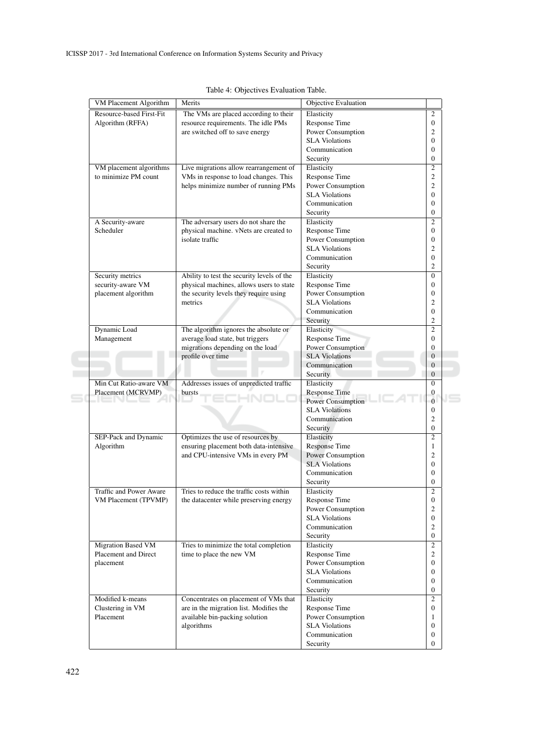Table 4: Objectives Evaluation Table.

| VM Placement Algorithm | Merits | Objective Evaluation | |
|---|---|---|---|
| Resource-based First-Fit Algorithm (RFFA) | The VMs are placed according to their resource requirements. The idle PMs are switched off to save energy | Elasticity | 2 |
| | | Response Time | 0 |
| | | Power Consumption | 2 |
| | | SLA Violations | 0 |
| | | Communication | 0 |
| | | Security | 0 |
| VM placement algorithms to minimize PM count | Live migrations allow rearrangement of VMs in response to load changes. This helps minimize number of running PMs | Elasticity | 2 |
| | | Response Time | 2 |
| | | Power Consumption | 2 |
| | | SLA Violations | 0 |
| | | Communication | 0 |
| | | Security | 0 |
| A Security-aware Scheduler | The adversary users do not share the physical machine. vNets are created to isolate traffic | Elasticity | 2 |
| | | Response Time | 0 |
| | | Power Consumption | 0 |
| | | SLA Violations | 2 |
| | | Communication | 0 |
| | | Security | 2 |
| Security metrics security-aware VM placement algorithm | Ability to test the security levels of the physical machines, allows users to state the security levels they require using metrics | Elasticity | 0 |
| | | Response Time | 0 |
| | | Power Consumption | 0 |
| | | SLA Violations | 2 |
| | | Communication | 0 |
| | | Security | 2 |
| Dynamic Load Management | The algorithm ignores the absolute or average load state, but triggers migrations depending on the load profile over time | Elasticity | 2 |
| | | Response Time | 0 |
| | | Power Consumption | 0 |
| | | SLA Violations | 0 |
| | | Communication | 0 |
| | | Security | 0 |
| Min Cut Ratio-aware VM Placement (MCRVMP) | Addresses issues of unpredicted traffic bursts | Elasticity | 0 |
| | | Response Time | 0 |
| | | Power Consumption | 0 |
| | | SLA Violations | 0 |
| | | Communication | 2 |
| | | Security | 0 |
| SEP-Pack and Dynamic Algorithm | Optimizes the use of resources by ensuring placement both data-intensive and CPU-intensive VMs in every PM | Elasticity | 2 |
| | | Response Time | 1 |
| | | Power Consumption | 2 |
| | | SLA Violations | 0 |
| | | Communication | 0 |
| | | Security | 0 |
| Traffic and Power Aware VM Placement (TPVMP) | Tries to reduce the traffic costs within the datacenter while preserving energy | Elasticity | 2 |
| | | Response Time | 0 |
| | | Power Consumption | 2 |
| | | SLA Violations | 0 |
| | | Communication | 2 |
| | | Security | 0 |
| Migration Based VM Placement and Direct placement | Tries to minimize the total completion time to place the new VM | Elasticity | 2 |
| | | Response Time | 2 |
| | | Power Consumption | 0 |
| | | SLA Violations | 0 |
| | | Communication | 0 |
| | | Security | 0 |
| Modified k-means Clustering in VM Placement | Concentrates on placement of VMs that are in the migration list. Modifies the available bin-packing solution algorithms | Elasticity | 2 |
| | | Response Time | 0 |
| | | Power Consumption | 1 |
| | | SLA Violations | 0 |
| | | Communication | 0 |
| | | Security | 0 |